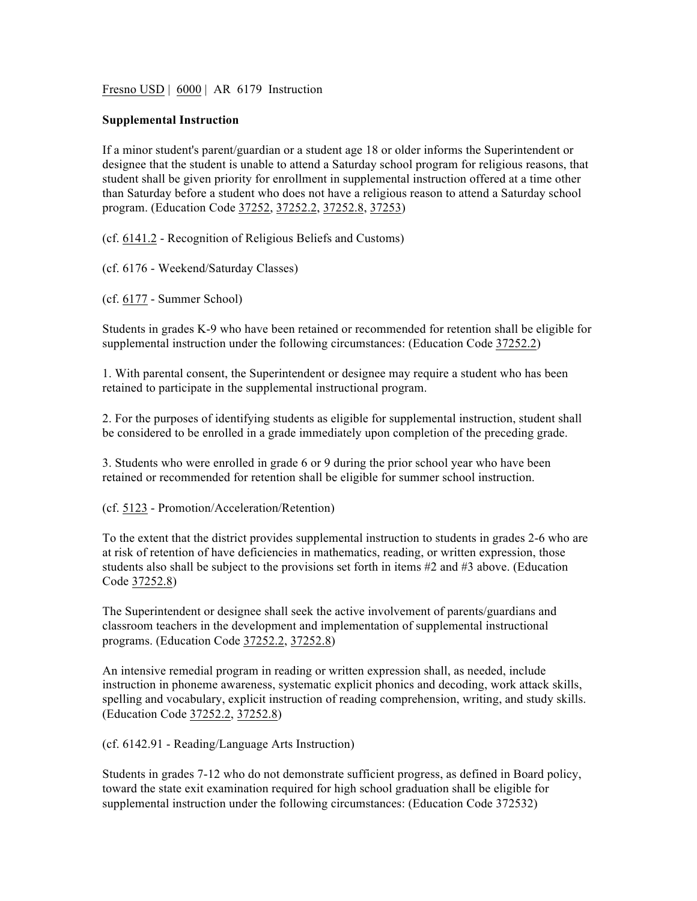Fresno USD | 6000 | AR 6179 Instruction

**Supplemental Instruction**

If a minor student's parent/guardian or a student age 18 or older informs the Superintendent or designee that the student is unable to attend a Saturday school program for religious reasons, that student shall be given priority for enrollment in supplemental instruction offered at a time other than Saturday before a student who does not have a religious reason to attend a Saturday school program. (Education Code 37252, 37252.2, 37252.8, 37253)

(cf. 6141.2 - Recognition of Religious Beliefs and Customs)

(cf. 6176 - Weekend/Saturday Classes)

(cf. 6177 - Summer School)

Students in grades K-9 who have been retained or recommended for retention shall be eligible for supplemental instruction under the following circumstances: (Education Code 37252.2)

1. With parental consent, the Superintendent or designee may require a student who has been retained to participate in the supplemental instructional program.

2. For the purposes of identifying students as eligible for supplemental instruction, student shall be considered to be enrolled in a grade immediately upon completion of the preceding grade.

3. Students who were enrolled in grade 6 or 9 during the prior school year who have been retained or recommended for retention shall be eligible for summer school instruction.

(cf. 5123 - Promotion/Acceleration/Retention)

To the extent that the district provides supplemental instruction to students in grades 2-6 who are at risk of retention of have deficiencies in mathematics, reading, or written expression, those students also shall be subject to the provisions set forth in items #2 and #3 above. (Education Code 37252.8)

The Superintendent or designee shall seek the active involvement of parents/guardians and classroom teachers in the development and implementation of supplemental instructional programs. (Education Code 37252.2, 37252.8)

An intensive remedial program in reading or written expression shall, as needed, include instruction in phoneme awareness, systematic explicit phonics and decoding, work attack skills, spelling and vocabulary, explicit instruction of reading comprehension, writing, and study skills. (Education Code 37252.2, 37252.8)

(cf. 6142.91 - Reading/Language Arts Instruction)

Students in grades 7-12 who do not demonstrate sufficient progress, as defined in Board policy, toward the state exit examination required for high school graduation shall be eligible for supplemental instruction under the following circumstances: (Education Code 372532)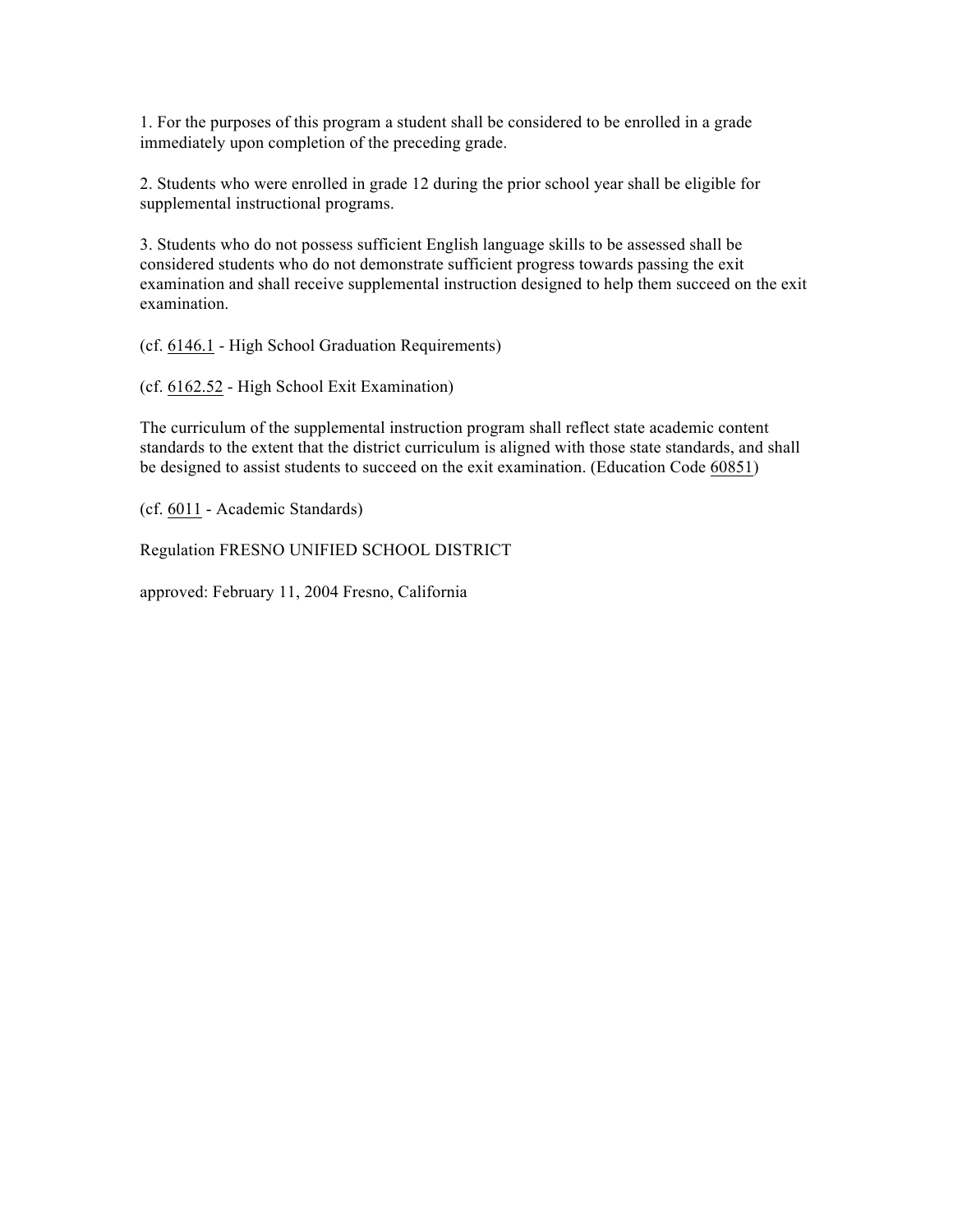1. For the purposes of this program a student shall be considered to be enrolled in a grade immediately upon completion of the preceding grade.

2. Students who were enrolled in grade 12 during the prior school year shall be eligible for supplemental instructional programs.

3. Students who do not possess sufficient English language skills to be assessed shall be considered students who do not demonstrate sufficient progress towards passing the exit examination and shall receive supplemental instruction designed to help them succeed on the exit examination.

(cf. 6146.1 - High School Graduation Requirements)

(cf. 6162.52 - High School Exit Examination)

The curriculum of the supplemental instruction program shall reflect state academic content standards to the extent that the district curriculum is aligned with those state standards, and shall be designed to assist students to succeed on the exit examination. (Education Code 60851)

(cf. 6011 - Academic Standards)

Regulation FRESNO UNIFIED SCHOOL DISTRICT

approved: February 11, 2004 Fresno, California